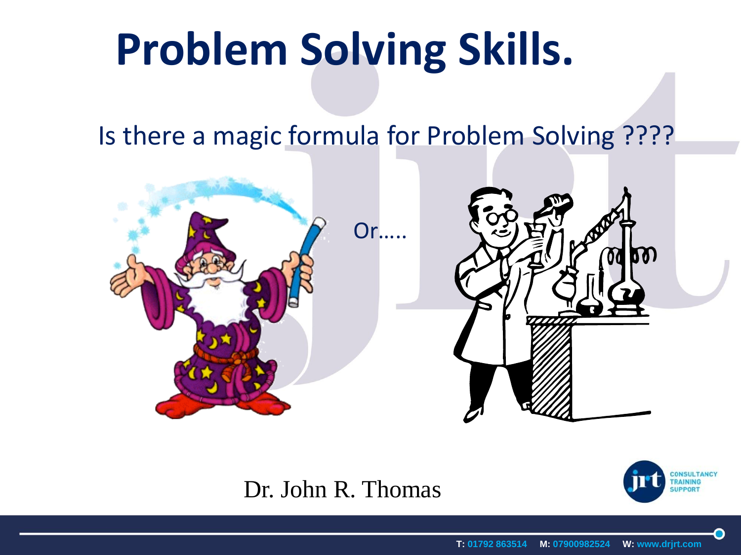# Problem Solving Skills.

Is there a magic formula for Problem Solving ????

Or.....

Dr. John R. Thomas

CONSULTANCY
TRAINING
SUPPORT

T: 01792 863514 M: 07900982524 W: www.drjrt.com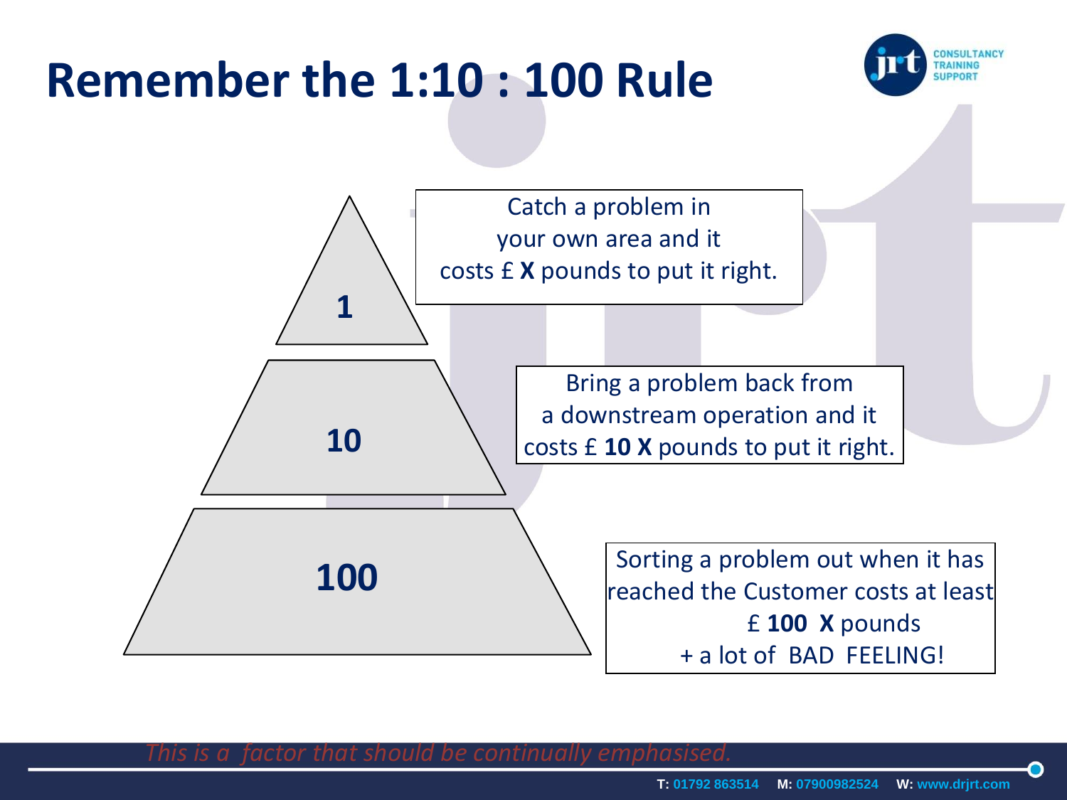# Remember the 1:10 : 100 Rule

**1**

Catch a problem in your own area and it costs £ **X** pounds to put it right.

**10**

Bring a problem back from a downstream operation and it costs £ **10 X** pounds to put it right.

**100**

Sorting a problem out when it has reached the Customer costs at least £ **100 X** pounds + a lot of BAD FEELING!

*This is a factor that should be continually emphasised.*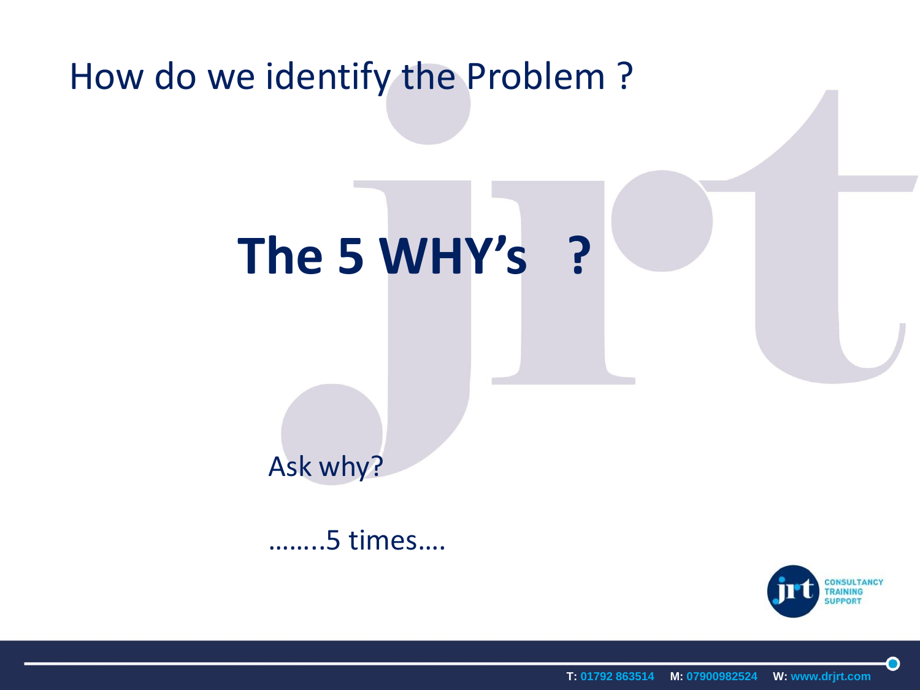# How do we identify the Problem ?

## The 5 WHY's ?

Ask why?

……..5 times….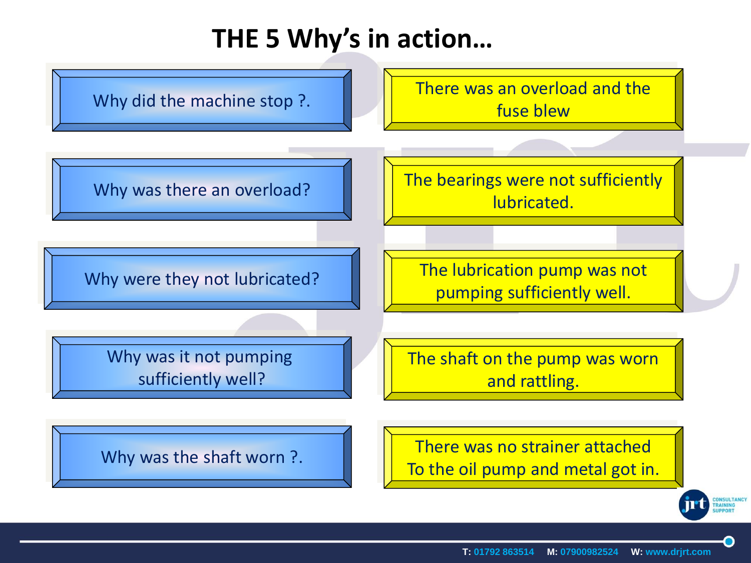# THE 5 Why's in action…

| Why | Answer |
| --- | --- |
| Why did the machine stop ?. | There was an overload and the fuse blew |
| Why was there an overload? | The bearings were not sufficiently lubricated. |
| Why were they not lubricated? | The lubrication pump was not pumping sufficiently well. |
| Why was it not pumping sufficiently well? | The shaft on the pump was worn and rattling. |
| Why was the shaft worn ?. | There was no strainer attached To the oil pump and metal got in. |

**T:** 01792 863514 **M:** 07900982524 **W:** www.drjrt.com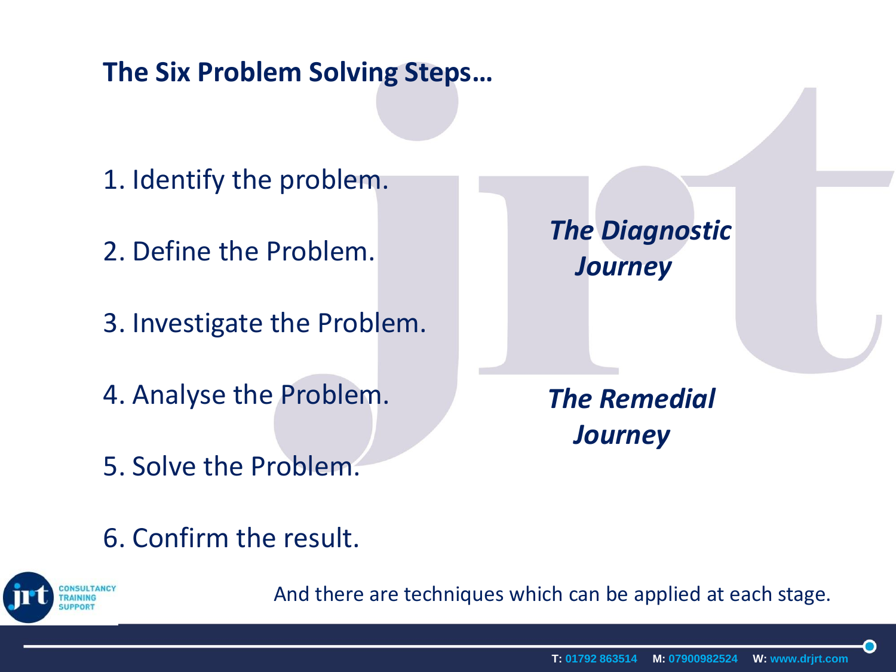## The Six Problem Solving Steps…

1. Identify the problem.
2. Define the Problem.
3. Investigate the Problem.
4. Analyse the Problem.
5. Solve the Problem.
6. Confirm the result.

***The Diagnostic Journey***

***The Remedial Journey***

And there are techniques which can be applied at each stage.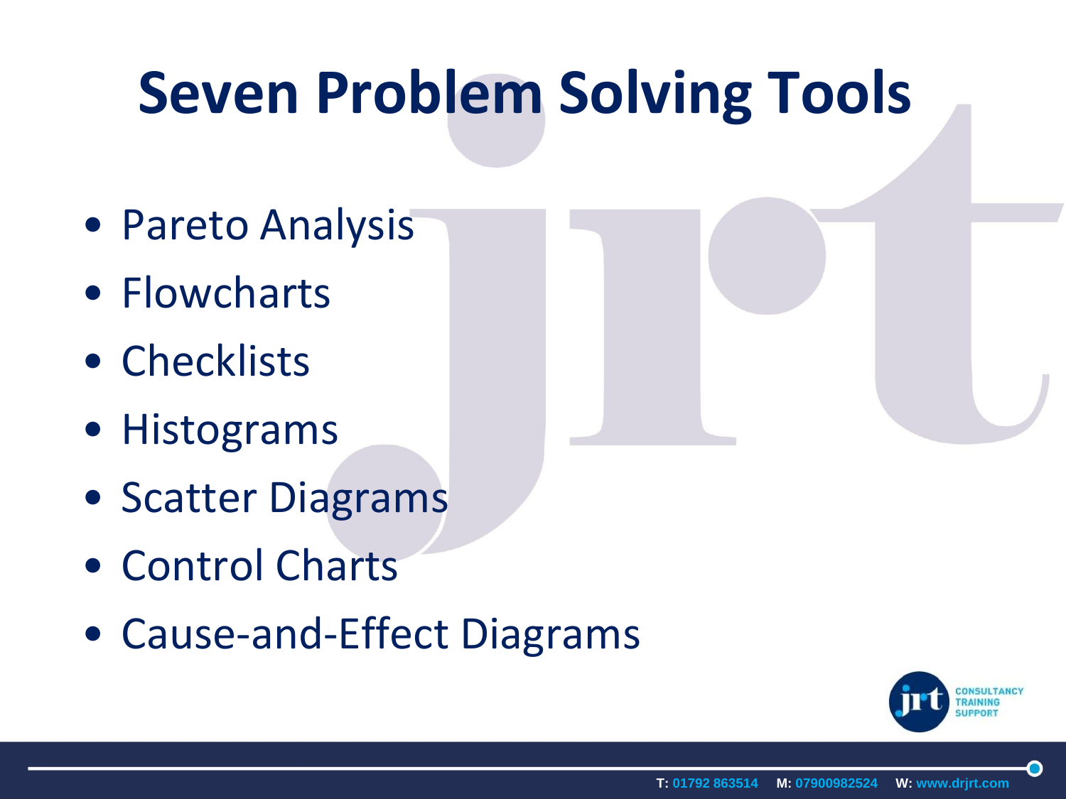# Seven Problem Solving Tools

- Pareto Analysis
- Flowcharts
- Checklists
- Histograms
- Scatter Diagrams
- Control Charts
- Cause-and-Effect Diagrams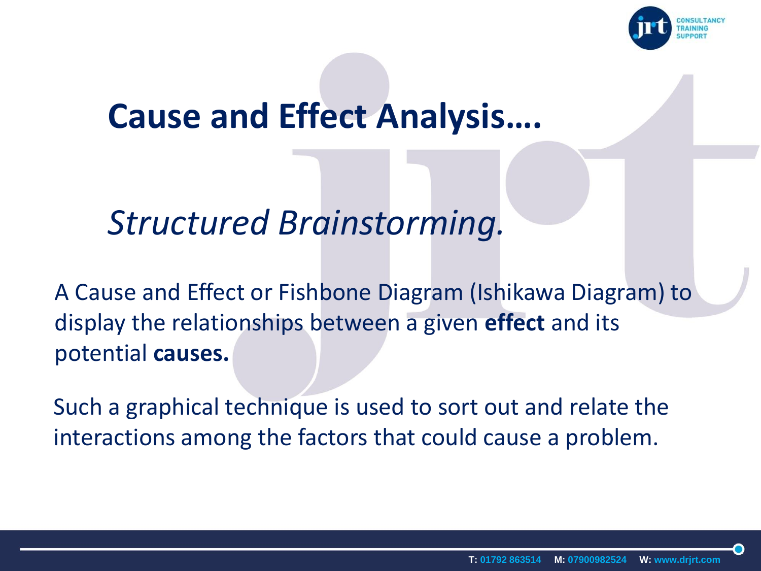# Cause and Effect Analysis....

## *Structured Brainstorming.*

A Cause and Effect or Fishbone Diagram (Ishikawa Diagram) to display the relationships between a given **effect** and its potential **causes.**

Such a graphical technique is used to sort out and relate the interactions among the factors that could cause a problem.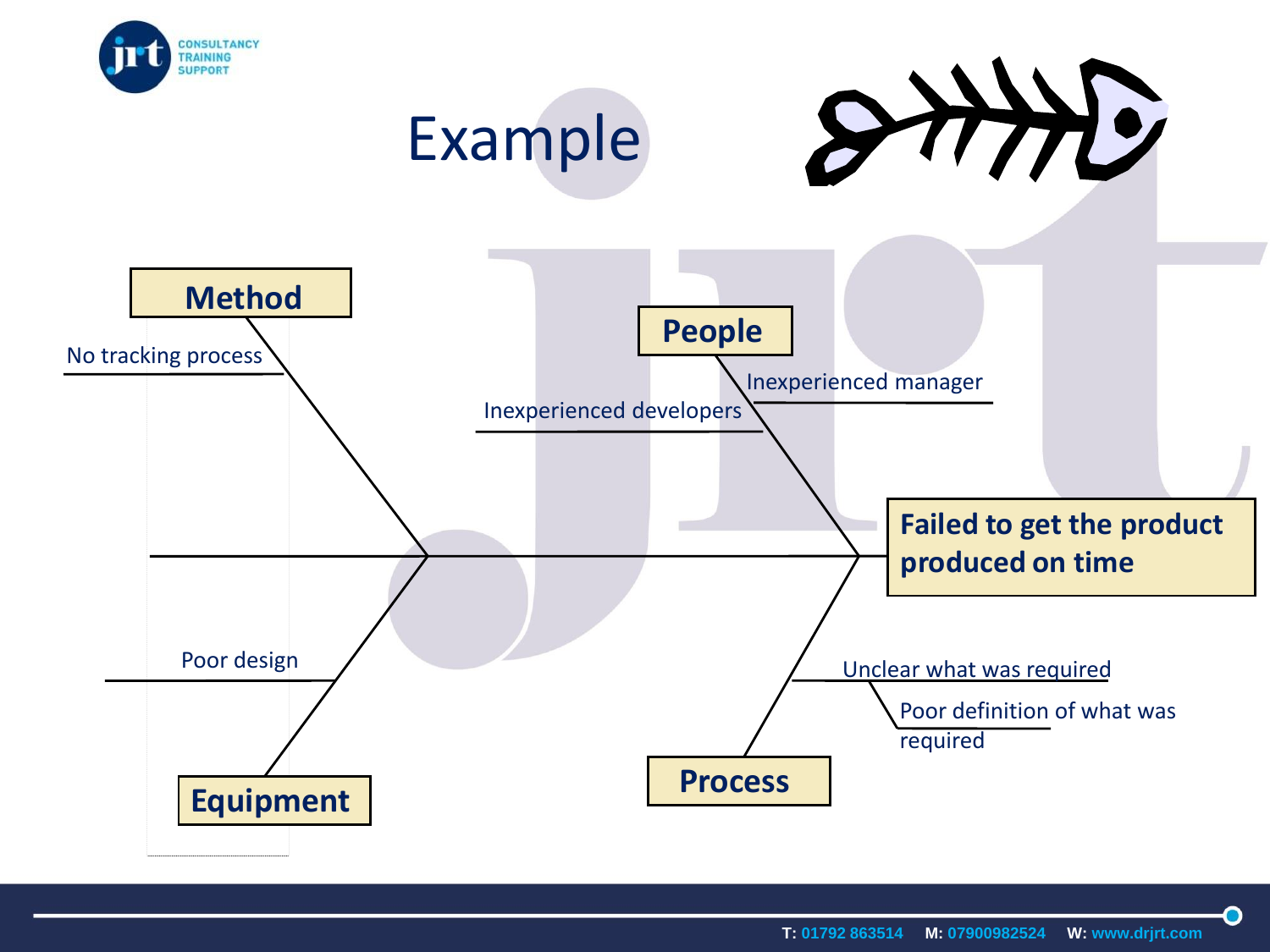# Example

**Failed to get the product produced on time**

- **Method**
  - No tracking process
- **People**
  - Inexperienced manager
  - Inexperienced developers
- **Equipment**
  - Poor design
- **Process**
  - Unclear what was required
    - Poor definition of what was required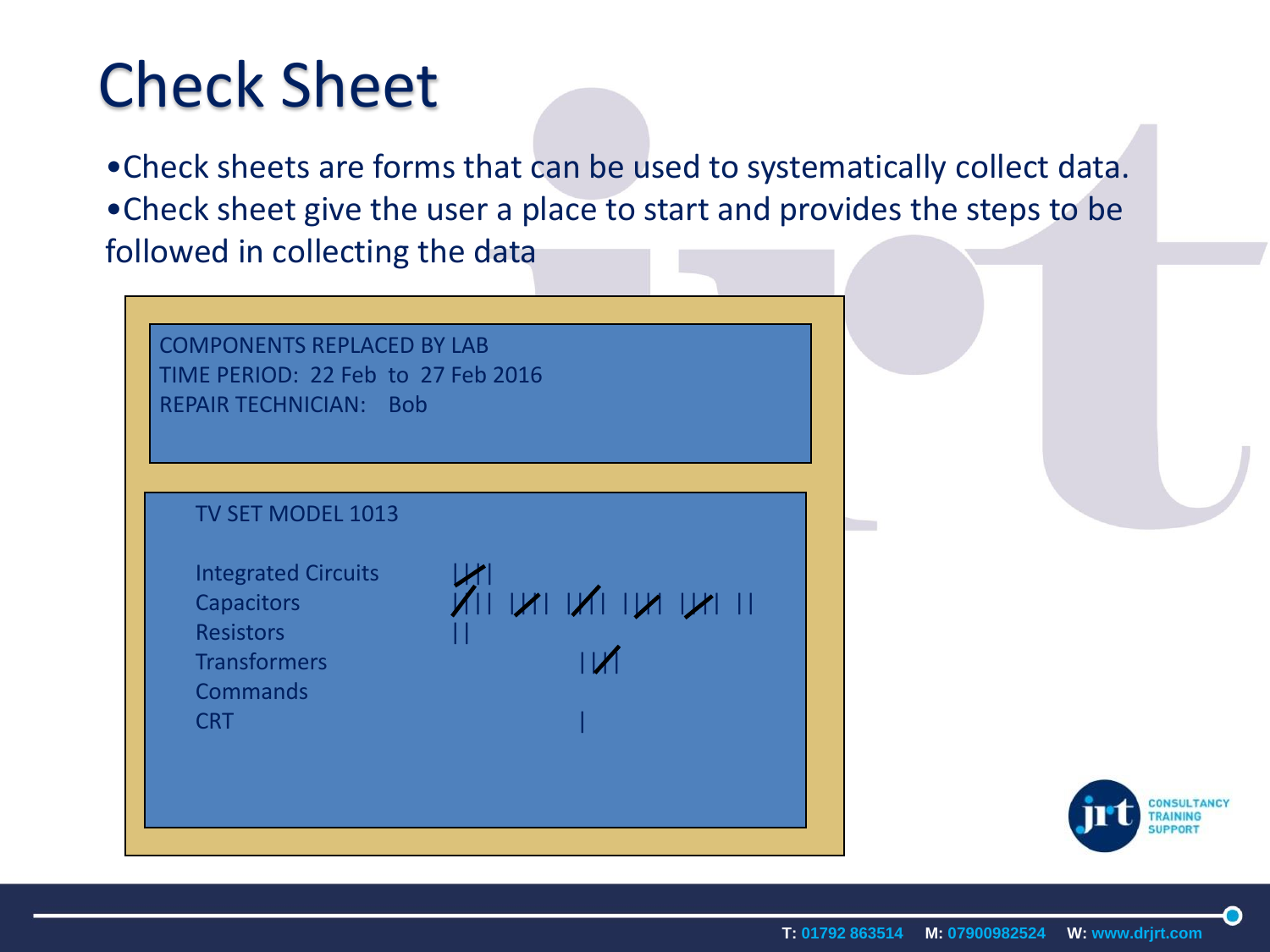# Check Sheet

- Check sheets are forms that can be used to systematically collect data.
- Check sheet give the user a place to start and provides the steps to be followed in collecting the data

COMPONENTS REPLACED BY LAB
TIME PERIOD: 22 Feb to 27 Feb 2016
REPAIR TECHNICIAN: Bob

TV SET MODEL 1013

| Component | Tally |
|---|---|
| Integrated Circuits | ~~||||~~ |
| Capacitors | ~~||||~~ ~~||||~~ ~~||||~~ ~~||||~~ ~~||||~~ || |
| Resistors | || |
| Transformers | ~~||||~~ |
| Commands | |
| CRT | | |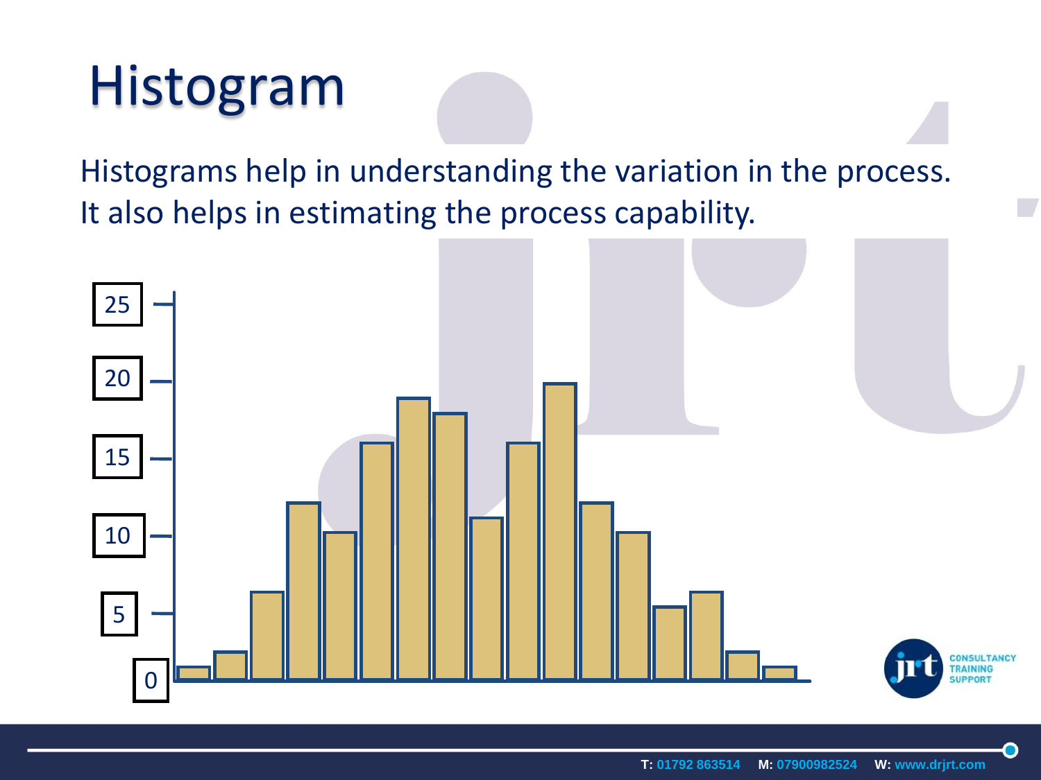# Histogram

Histograms help in understanding the variation in the process. It also helps in estimating the process capability.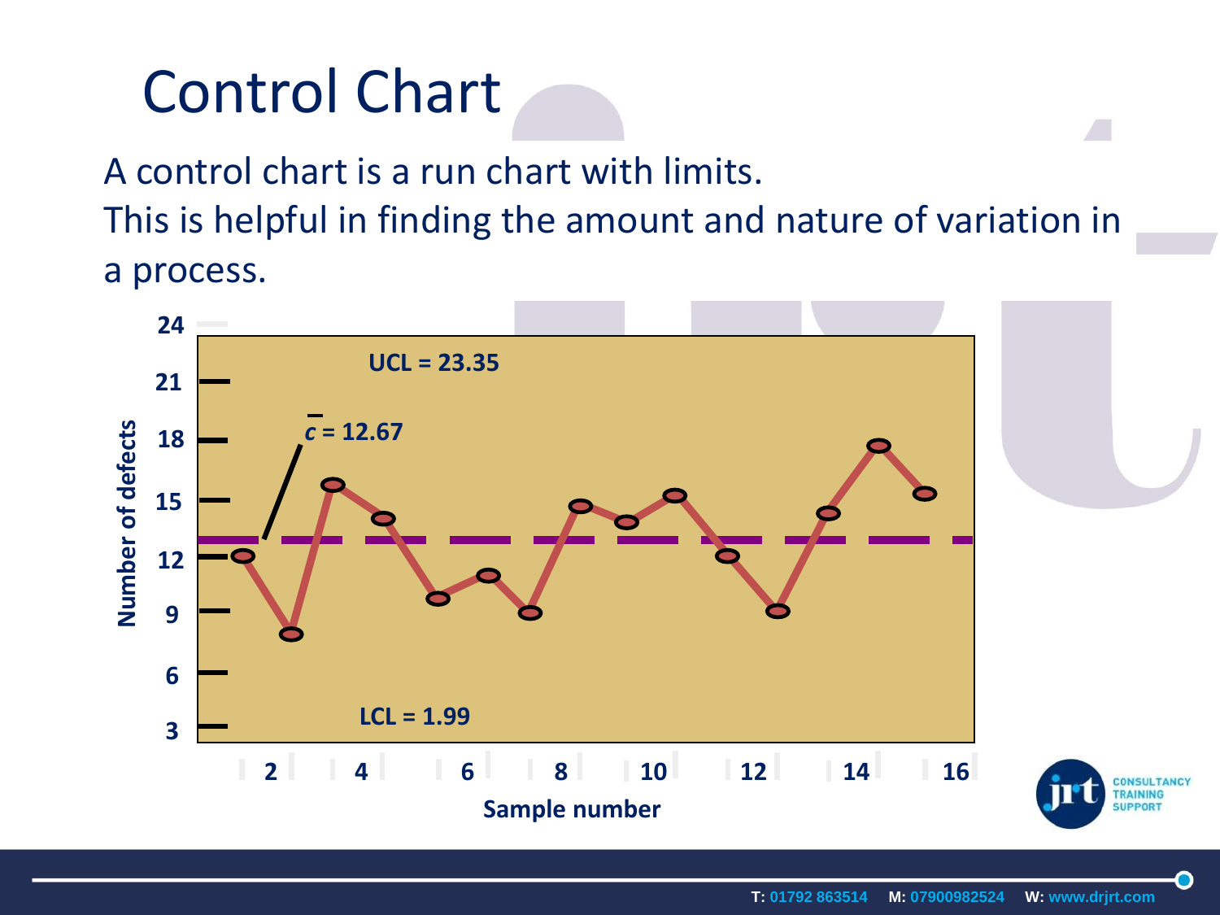# Control Chart

A control chart is a run chart with limits.
This is helpful in finding the amount and nature of variation in a process.

UCL = 23.35

$\bar{c}$ = 12.67

LCL = 1.99

Number of defects

Sample number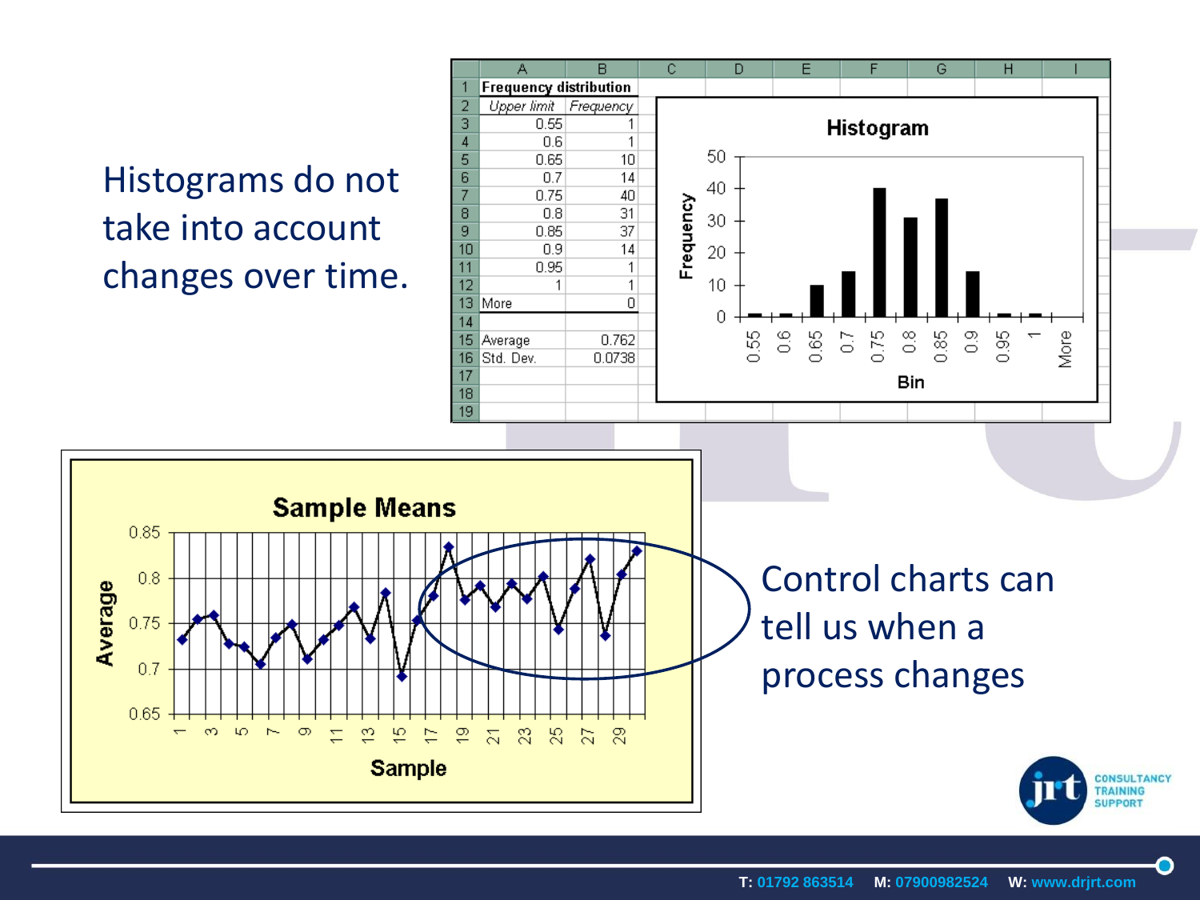Histograms do not take into account changes over time.

| Frequency distribution | |
|---|---|
| Upper limit | Frequency |
| 0.55 | 1 |
| 0.6 | 1 |
| 0.65 | 10 |
| 0.7 | 14 |
| 0.75 | 40 |
| 0.8 | 31 |
| 0.85 | 37 |
| 0.9 | 14 |
| 0.95 | 1 |
| 1 | 1 |
| More | 0 |
| | |
| Average | 0.762 |
| Std. Dev. | 0.0738 |

Control charts can tell us when a process changes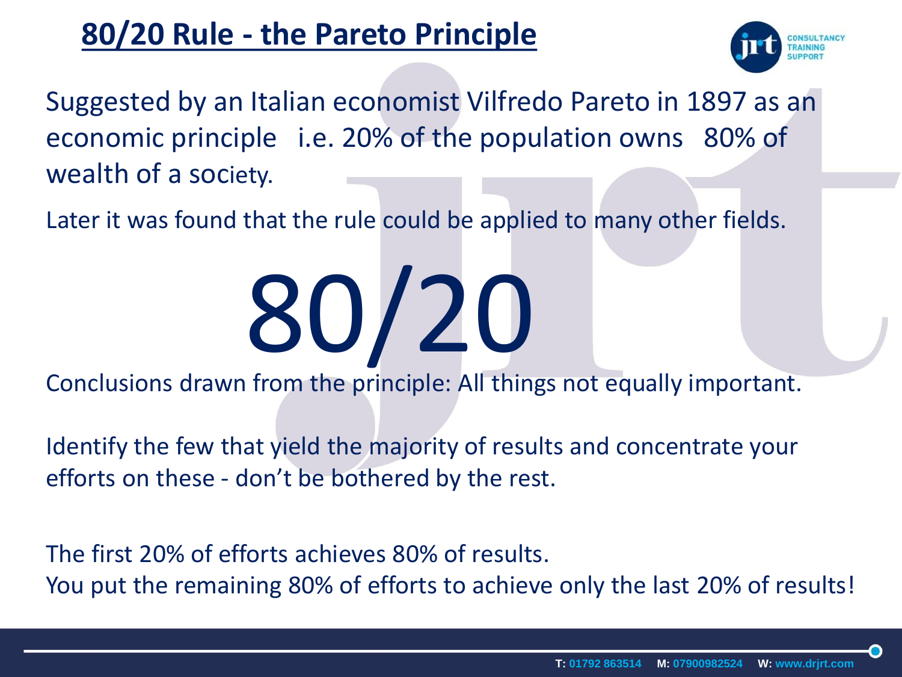# 80/20 Rule - the Pareto Principle

Suggested by an Italian economist Vilfredo Pareto in 1897 as an economic principle i.e. 20% of the population owns 80% of wealth of a society.

Later it was found that the rule could be applied to many other fields.

80/20

Conclusions drawn from the principle: All things not equally important.

Identify the few that yield the majority of results and concentrate your efforts on these - don't be bothered by the rest.

The first 20% of efforts achieves 80% of results.
You put the remaining 80% of efforts to achieve only the last 20% of results!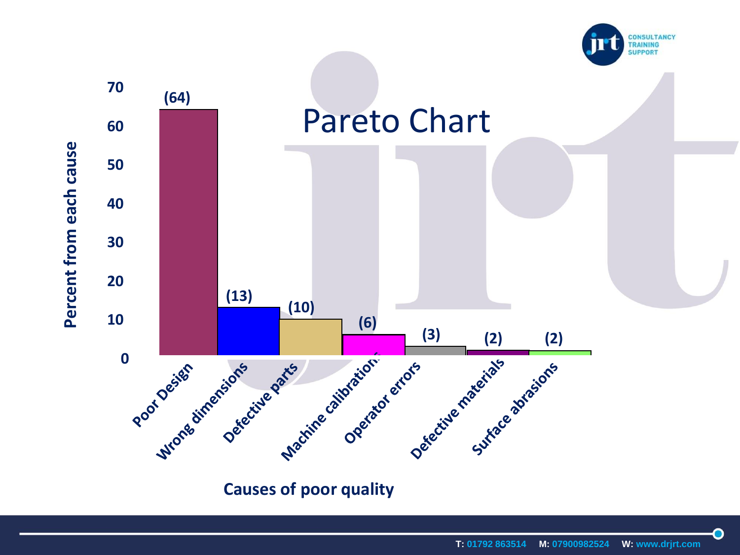# Pareto Chart

| Causes of poor quality | Percent from each cause |
|---|---|
| Poor Design | 64 |
| Wrong dimensions | 13 |
| Defective parts | 10 |
| Machine calibration | 6 |
| Operator errors | 3 |
| Defective materials | 2 |
| Surface abrasions | 2 |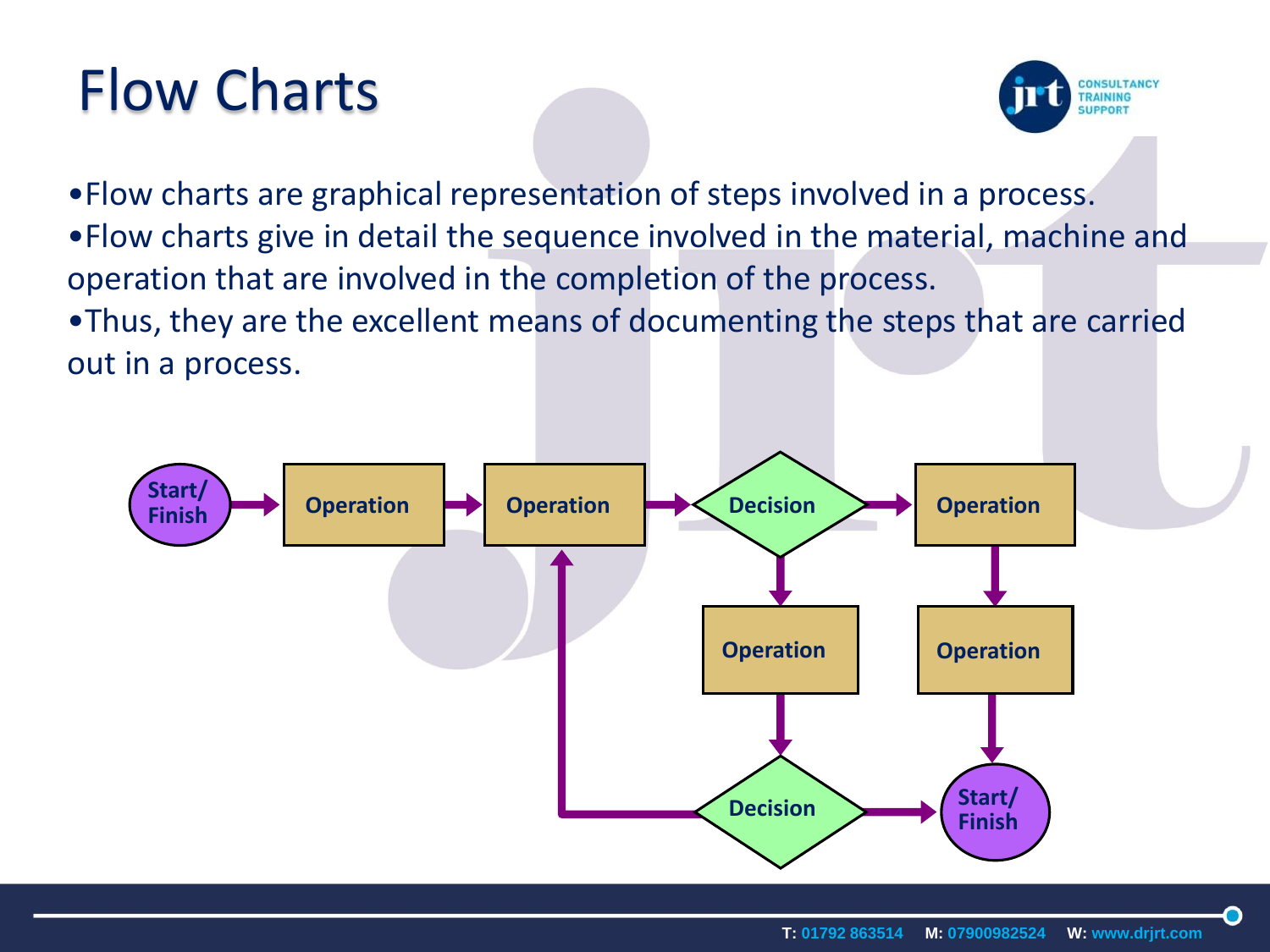# Flow Charts

- Flow charts are graphical representation of steps involved in a process.
- Flow charts give in detail the sequence involved in the material, machine and operation that are involved in the completion of the process.
- Thus, they are the excellent means of documenting the steps that are carried out in a process.

Start/ Finish → Operation → Operation → Decision → Operation → Operation → Start/ Finish

Decision → Operation → Decision → Start/ Finish

Decision → Operation (loop back)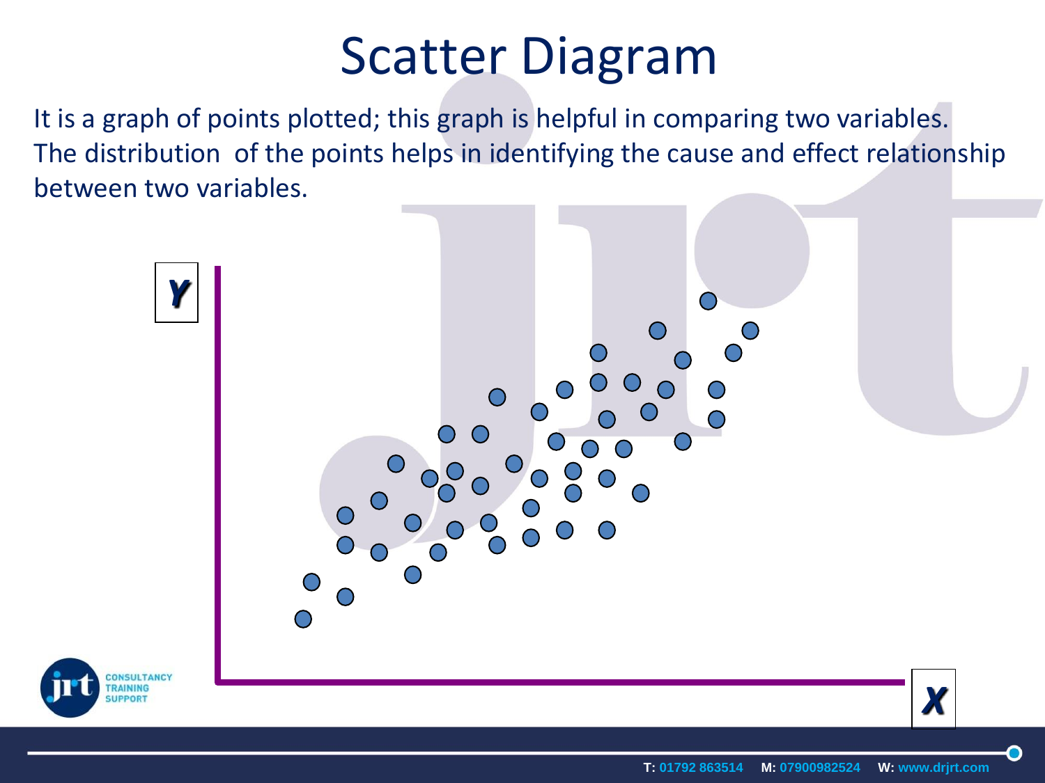# Scatter Diagram

It is a graph of points plotted; this graph is helpful in comparing two variables. The distribution of the points helps in identifying the cause and effect relationship between two variables.

Y

X